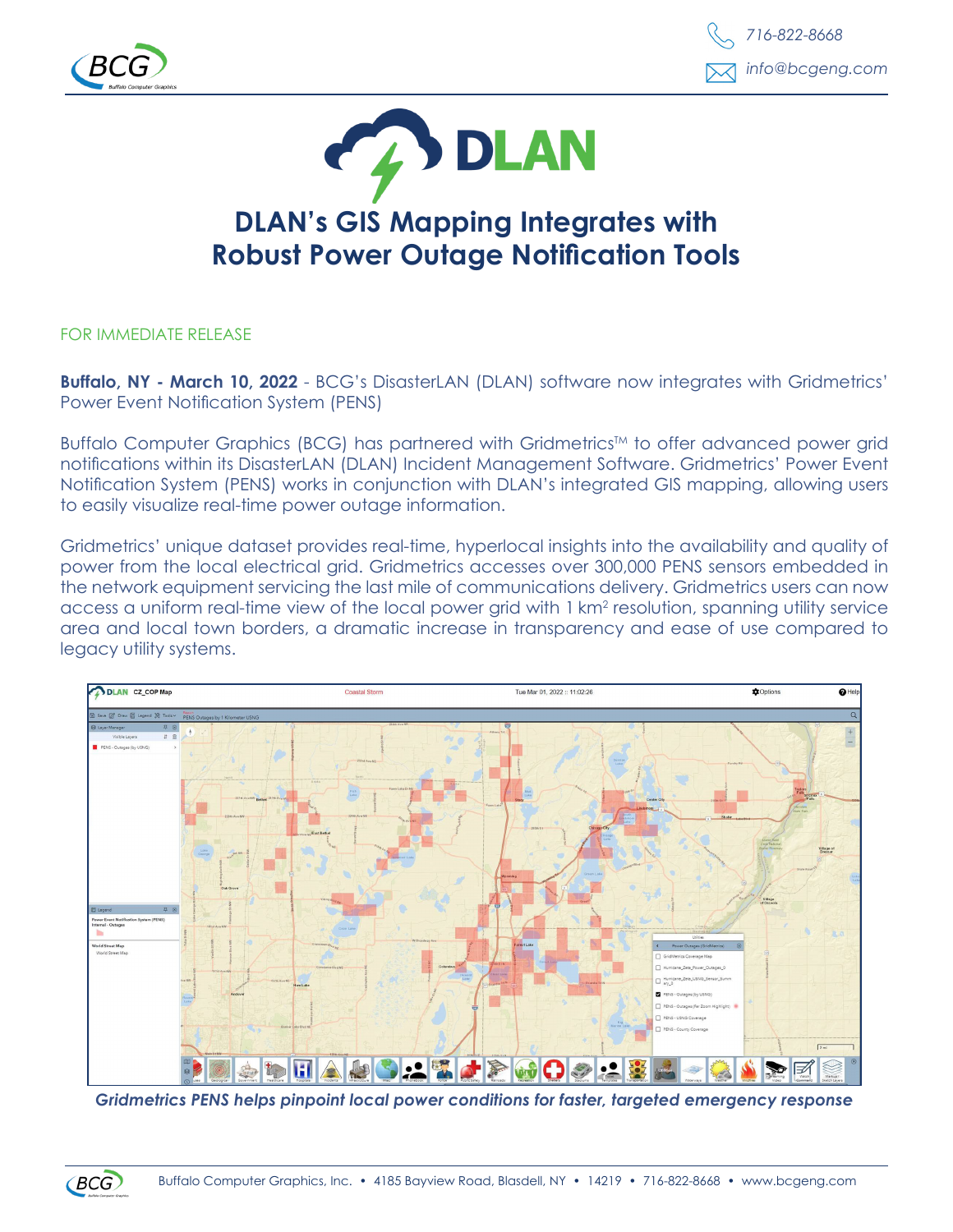716-822-8668

info@bcgeng.com

# DLAN’s GIS Mapping Integrates with Robust Power Outage Notification Tools

FOR IMMEDIATE RELEASE

**Buffalo, NY - March 10, 2022** - BCG’s DisasterLAN (DLAN) software now integrates with Gridmetrics’ Power Event Notification System (PENS)

Buffalo Computer Graphics (BCG) has partnered with Gridmetrics™ to offer advanced power grid notifications within its DisasterLAN (DLAN) Incident Management Software. Gridmetrics’ Power Event Notification System (PENS) works in conjunction with DLAN’s integrated GIS mapping, allowing users to easily visualize real-time power outage information.

Gridmetrics’ unique dataset provides real-time, hyperlocal insights into the availability and quality of power from the local electrical grid. Gridmetrics accesses over 300,000 PENS sensors embedded in the network equipment servicing the last mile of communications delivery. Gridmetrics users can now access a uniform real-time view of the local power grid with 1 km$^2$ resolution, spanning utility service area and local town borders, a dramatic increase in transparency and ease of use compared to legacy utility systems.

*Gridmetrics PENS helps pinpoint local power conditions for faster, targeted emergency response*

Buffalo Computer Graphics, Inc. • 4185 Bayview Road, Blasdell, NY • 14219 • 716-822-8668 • www.bcgeng.com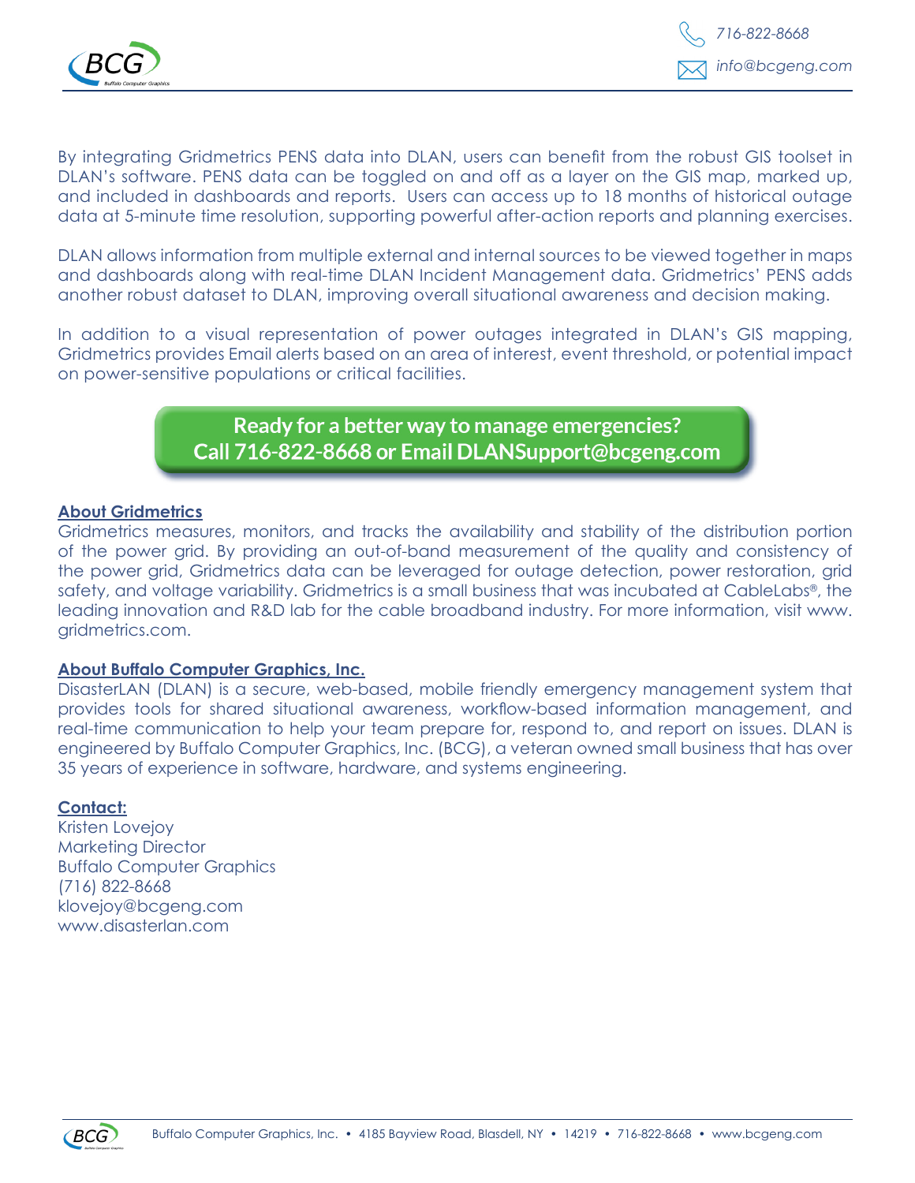By integrating Gridmetrics PENS data into DLAN, users can benefit from the robust GIS toolset in DLAN's software. PENS data can be toggled on and off as a layer on the GIS map, marked up, and included in dashboards and reports. Users can access up to 18 months of historical outage data at 5-minute time resolution, supporting powerful after-action reports and planning exercises.

DLAN allows information from multiple external and internal sources to be viewed together in maps and dashboards along with real-time DLAN Incident Management data. Gridmetrics' PENS adds another robust dataset to DLAN, improving overall situational awareness and decision making.

In addition to a visual representation of power outages integrated in DLAN's GIS mapping, Gridmetrics provides Email alerts based on an area of interest, event threshold, or potential impact on power-sensitive populations or critical facilities.

**Ready for a better way to manage emergencies?**
**Call 716-822-8668 or Email DLANSupport@bcgeng.com**

**About Gridmetrics**

Gridmetrics measures, monitors, and tracks the availability and stability of the distribution portion of the power grid. By providing an out-of-band measurement of the quality and consistency of the power grid, Gridmetrics data can be leveraged for outage detection, power restoration, grid safety, and voltage variability. Gridmetrics is a small business that was incubated at CableLabs®, the leading innovation and R&D lab for the cable broadband industry. For more information, visit www.gridmetrics.com.

**About Buffalo Computer Graphics, Inc.**

DisasterLAN (DLAN) is a secure, web-based, mobile friendly emergency management system that provides tools for shared situational awareness, workflow-based information management, and real-time communication to help your team prepare for, respond to, and report on issues. DLAN is engineered by Buffalo Computer Graphics, Inc. (BCG), a veteran owned small business that has over 35 years of experience in software, hardware, and systems engineering.

**Contact:**

Kristen Lovejoy
Marketing Director
Buffalo Computer Graphics
(716) 822-8668
klovejoy@bcgeng.com
www.disasterlan.com